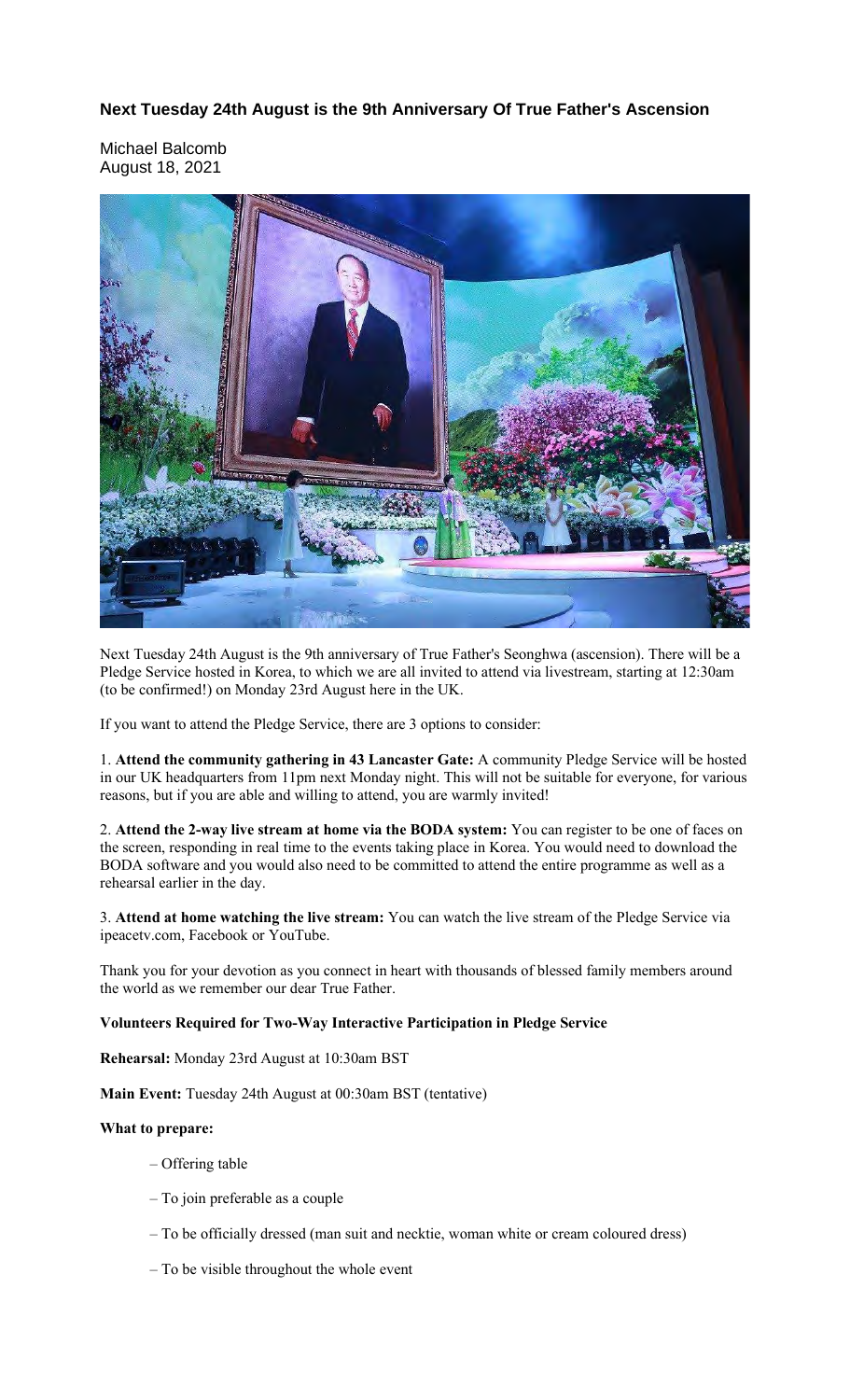## Next Tuesday 24th August is the 9th Anniversary Of True Father's Ascension

Michael Balcomb
August 18, 2021

Next Tuesday 24th August is the 9th anniversary of True Father's Seonghwa (ascension). There will be a Pledge Service hosted in Korea, to which we are all invited to attend via livestream, starting at 12:30am (to be confirmed!) on Monday 23rd August here in the UK.

If you want to attend the Pledge Service, there are 3 options to consider:

1. **Attend the community gathering in 43 Lancaster Gate:** A community Pledge Service will be hosted in our UK headquarters from 11pm next Monday night. This will not be suitable for everyone, for various reasons, but if you are able and willing to attend, you are warmly invited!

2. **Attend the 2-way live stream at home via the BODA system:** You can register to be one of faces on the screen, responding in real time to the events taking place in Korea. You would need to download the BODA software and you would also need to be committed to attend the entire programme as well as a rehearsal earlier in the day.

3. **Attend at home watching the live stream:** You can watch the live stream of the Pledge Service via ipeacetv.com, Facebook or YouTube.

Thank you for your devotion as you connect in heart with thousands of blessed family members around the world as we remember our dear True Father.

**Volunteers Required for Two-Way Interactive Participation in Pledge Service**

**Rehearsal:** Monday 23rd August at 10:30am BST

**Main Event:** Tuesday 24th August at 00:30am BST (tentative)

**What to prepare:**

– Offering table

– To join preferable as a couple

– To be officially dressed (man suit and necktie, woman white or cream coloured dress)

– To be visible throughout the whole event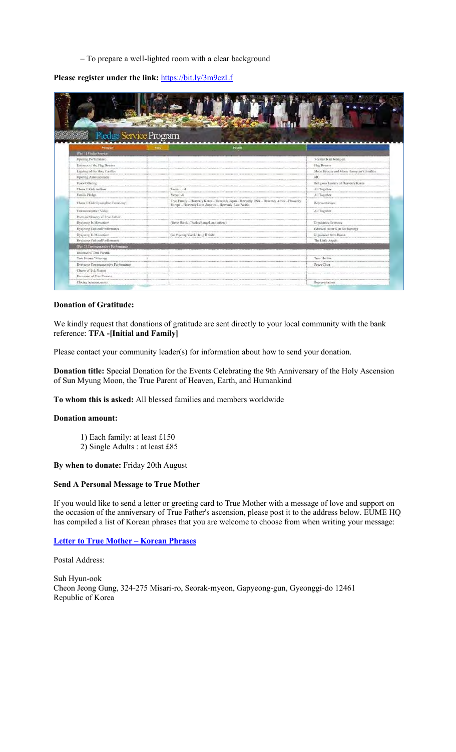– To prepare a well-lighted room with a clear background

**Please register under the link:** https://bit.ly/3m9czLf

## Pledge Service Program

| Program | Time | Details | |
|---|---|---|---|
| [Part 1] Pledge Service | | | |
| Opening Performance | | | Vocalist Kim Jeong-jin |
| Entrance of the Flag Bearers | | | Flag Bearers |
| Lighting of the Holy Candles | | | Moon Hyo-jin and Moon Heung-jin's families |
| Opening Announcement | | | MC |
| Peace Offering | | | Religious Leaders of Heavenly Korea |
| Cheon Il Guk Anthem | | Verse 1 – 4 | All Together |
| Family Pledge | | Verse 1-8 | All Together |
| Cheon Il Guk Gyeongbae Ceremony | | True Family – Heavenly Korea – Heavenly Japan – Heavenly USA – Heavenly Africa – Heavenly Europe – Heavenly Latin America – Heavenly Asia Pacific | Representatives |
| Commemorative Video | | | All Together |
| Poem in Memory of True Father | | | |
| Hyojeong In Memoriam | | (Orrin Hatch, Charles Rangel, and others) | Dignitaries Overseas |
| Hyojeong Cultural Performance | | | (Musical Actor Kim Do-hyeong) |
| Hyojeong In Memoriam | | (Jo Myeong-cheol, Hong Il-sik) | Dignitaries from Korea |
| Hyojeong Cultural Performance | | | The Little Angels |
| [Part 2] Commemorative Performance | | | |
| Entrance of True Parents | | | |
| True Parents' Message | | | True Mother |
| Hyojeong Commemorative Performance | | | Peace Choir |
| Cheers of Eok Mansei | | | |
| Recession of True Parents | | | |
| Closing Announcement | | | Representatives |

**Donation of Gratitude:**

We kindly request that donations of gratitude are sent directly to your local community with the bank reference: **TFA -[Initial and Family]**

Please contact your community leader(s) for information about how to send your donation.

**Donation title:** Special Donation for the Events Celebrating the 9th Anniversary of the Holy Ascension of Sun Myung Moon, the True Parent of Heaven, Earth, and Humankind

**To whom this is asked:** All blessed families and members worldwide

**Donation amount:**

1) Each family: at least £150
2) Single Adults : at least £85

**By when to donate:** Friday 20th August

**Send A Personal Message to True Mother**

If you would like to send a letter or greeting card to True Mother with a message of love and support on the occasion of the anniversary of True Father's ascension, please post it to the address below. EUME HQ has compiled a list of Korean phrases that you are welcome to choose from when writing your message:

**Letter to True Mother – Korean Phrases**

Postal Address:

Suh Hyun-ook
Cheon Jeong Gung, 324-275 Misari-ro, Seorak-myeon, Gapyeong-gun, Gyeonggi-do 12461
Republic of Korea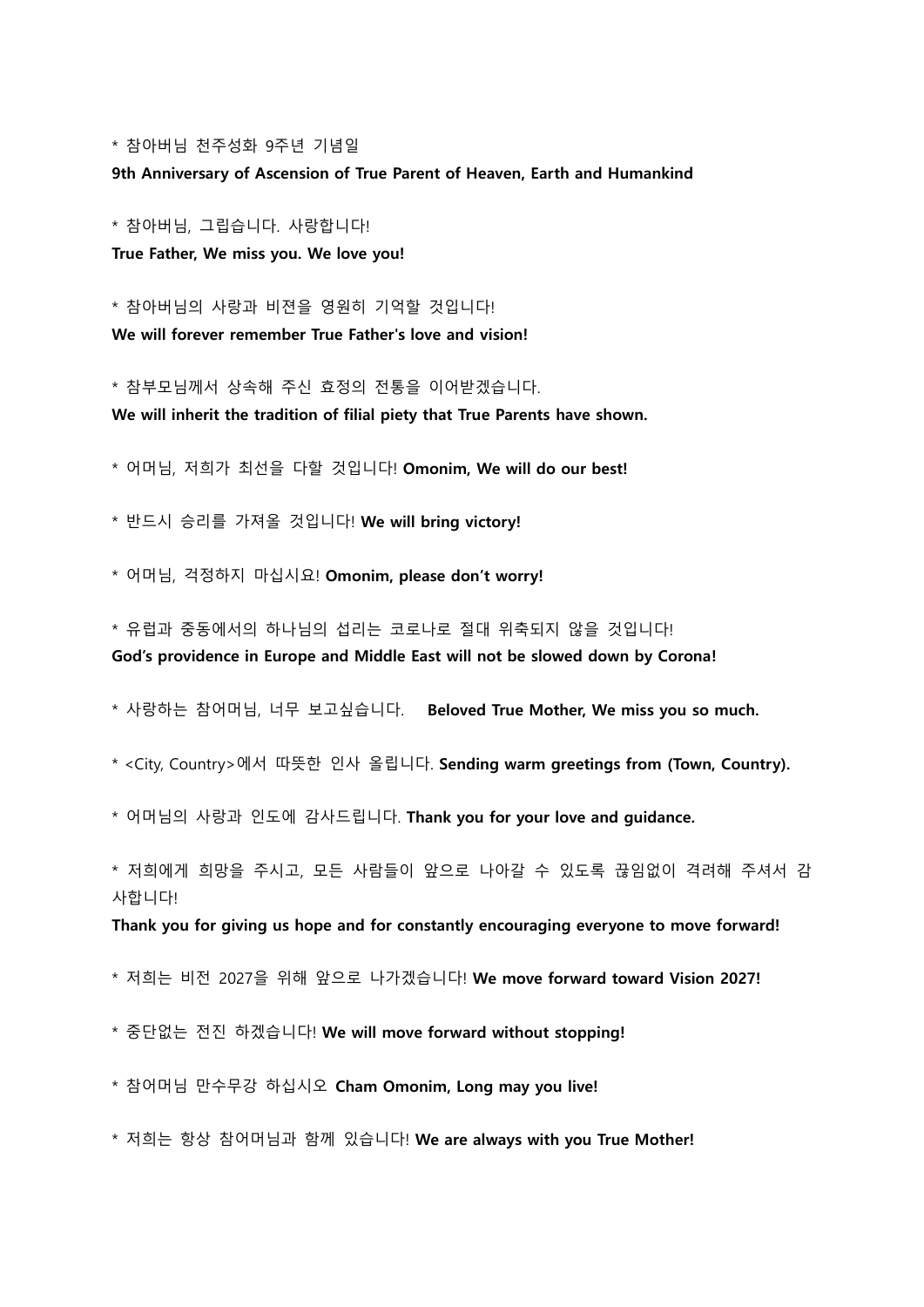* 참아버님 천주성화 9주년 기념일

**9th Anniversary of Ascension of True Parent of Heaven, Earth and Humankind**

* 참아버님, 그립습니다. 사랑합니다!

**True Father, We miss you. We love you!**

* 참아버님의 사랑과 비젼을 영원히 기억할 것입니다!

**We will forever remember True Father's love and vision!**

* 참부모님께서 상속해 주신 효정의 전통을 이어받겠습니다.

**We will inherit the tradition of filial piety that True Parents have shown.**

* 어머님, 저희가 최선을 다할 것입니다! **Omonim, We will do our best!**

* 반드시 승리를 가져올 것입니다! **We will bring victory!**

* 어머님, 걱정하지 마십시요! **Omonim, please don't worry!**

* 유럽과 중동에서의 하나님의 섭리는 코로나로 절대 위축되지 않을 것입니다!

**God's providence in Europe and Middle East will not be slowed down by Corona!**

* 사랑하는 참어머님, 너무 보고싶습니다. **Beloved True Mother, We miss you so much.**

* <City, Country>에서 따뜻한 인사 올립니다. **Sending warm greetings from (Town, Country).**

* 어머님의 사랑과 인도에 감사드립니다. **Thank you for your love and guidance.**

* 저희에게 희망을 주시고, 모든 사람들이 앞으로 나아갈 수 있도록 끊임없이 격려해 주셔서 감사합니다!

**Thank you for giving us hope and for constantly encouraging everyone to move forward!**

* 저희는 비전 2027을 위해 앞으로 나가겠습니다! **We move forward toward Vision 2027!**

* 중단없는 전진 하겠습니다! **We will move forward without stopping!**

* 참어머님 만수무강 하십시오 **Cham Omonim, Long may you live!**

* 저희는 항상 참어머님과 함께 있습니다! **We are always with you True Mother!**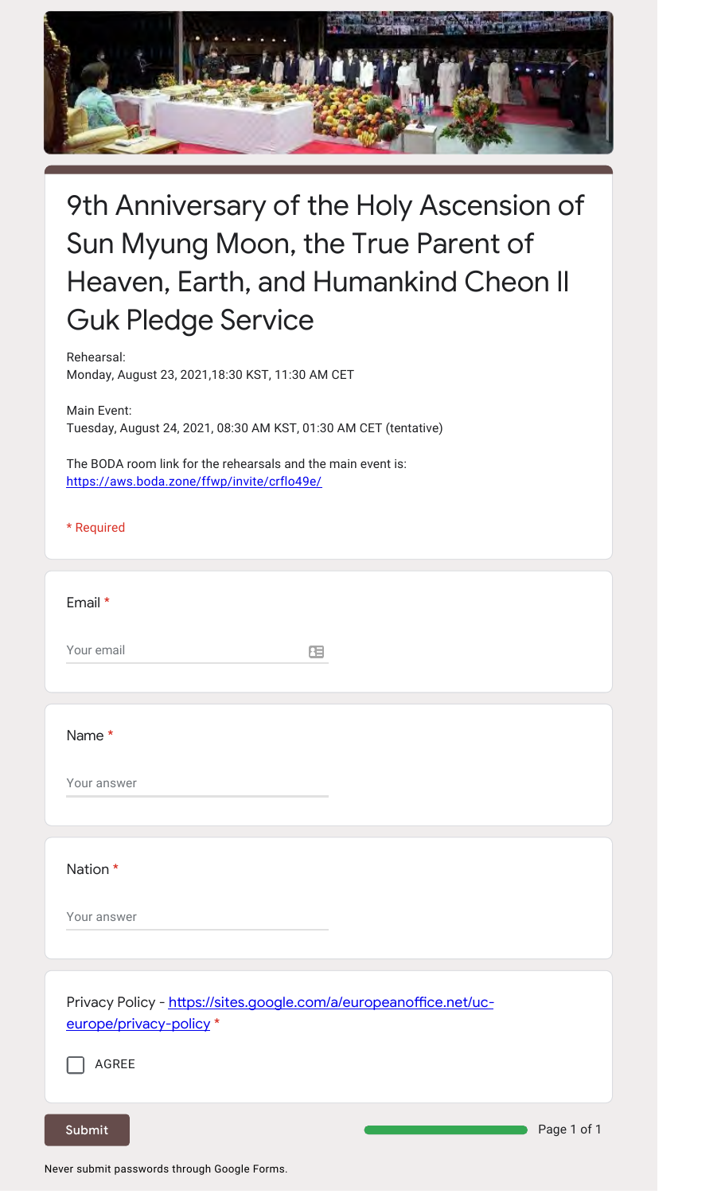# 9th Anniversary of the Holy Ascension of Sun Myung Moon, the True Parent of Heaven, Earth, and Humankind Cheon Il Guk Pledge Service

Rehearsal:
Monday, August 23, 2021,18:30 KST, 11:30 AM CET

Main Event:
Tuesday, August 24, 2021, 08:30 AM KST, 01:30 AM CET (tentative)

The BODA room link for the rehearsals and the main event is:
https://aws.boda.zone/ffwp/invite/crflo49e/

* Required

Email *

Your email

Name *

Your answer

Nation *

Your answer

Privacy Policy - https://sites.google.com/a/europeanoffice.net/uc-europe/privacy-policy *

☐ AGREE

Submit

Never submit passwords through Google Forms.